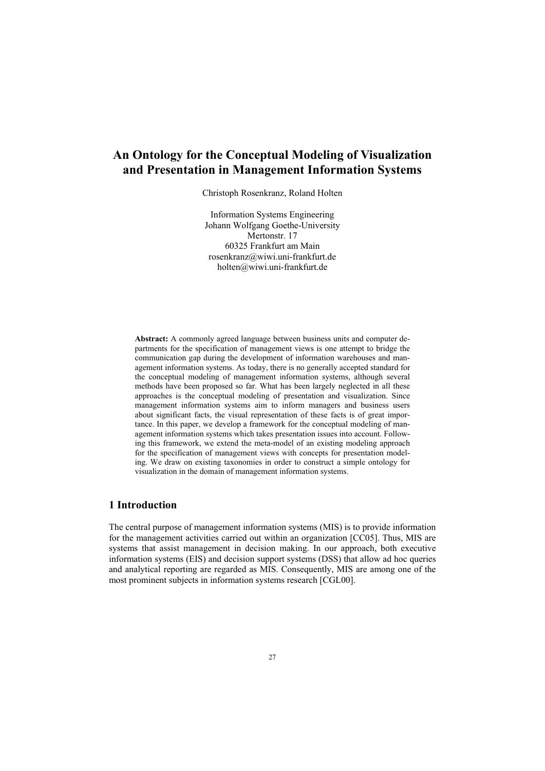# An Ontology for the Conceptual Modeling of Visualization and Presentation in Management Information Systems

Christoph Rosenkranz, Roland Holten

Information Systems Engineering
Johann Wolfgang Goethe-University
Mertonstr. 17
60325 Frankfurt am Main
rosenkranz@wiwi.uni-frankfurt.de
holten@wiwi.uni-frankfurt.de

**Abstract:** A commonly agreed language between business units and computer departments for the specification of management views is one attempt to bridge the communication gap during the development of information warehouses and management information systems. As today, there is no generally accepted standard for the conceptual modeling of management information systems, although several methods have been proposed so far. What has been largely neglected in all these approaches is the conceptual modeling of presentation and visualization. Since management information systems aim to inform managers and business users about significant facts, the visual representation of these facts is of great importance. In this paper, we develop a framework for the conceptual modeling of management information systems which takes presentation issues into account. Following this framework, we extend the meta-model of an existing modeling approach for the specification of management views with concepts for presentation modeling. We draw on existing taxonomies in order to construct a simple ontology for visualization in the domain of management information systems.

## 1 Introduction

The central purpose of management information systems (MIS) is to provide information for the management activities carried out within an organization [CC05]. Thus, MIS are systems that assist management in decision making. In our approach, both executive information systems (EIS) and decision support systems (DSS) that allow ad hoc queries and analytical reporting are regarded as MIS. Consequently, MIS are among one of the most prominent subjects in information systems research [CGL00].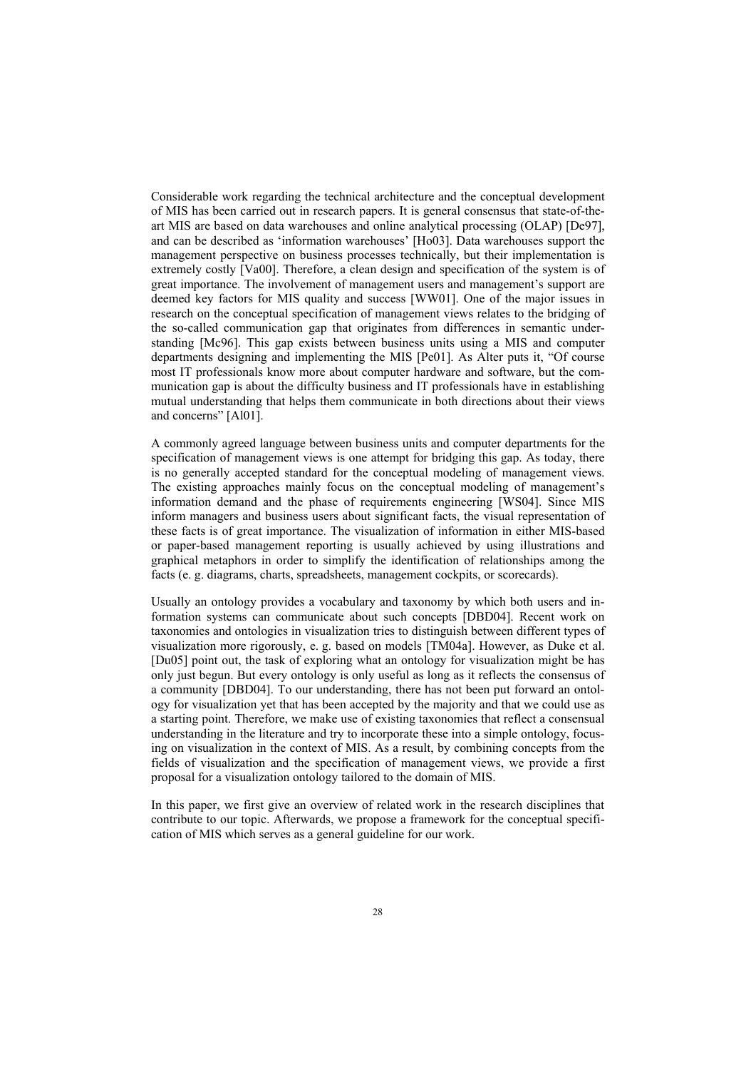Considerable work regarding the technical architecture and the conceptual development of MIS has been carried out in research papers. It is general consensus that state-of-the-art MIS are based on data warehouses and online analytical processing (OLAP) [De97], and can be described as 'information warehouses' [Ho03]. Data warehouses support the management perspective on business processes technically, but their implementation is extremely costly [Va00]. Therefore, a clean design and specification of the system is of great importance. The involvement of management users and management's support are deemed key factors for MIS quality and success [WW01]. One of the major issues in research on the conceptual specification of management views relates to the bridging of the so-called communication gap that originates from differences in semantic understanding [Mc96]. This gap exists between business units using a MIS and computer departments designing and implementing the MIS [Pe01]. As Alter puts it, "Of course most IT professionals know more about computer hardware and software, but the communication gap is about the difficulty business and IT professionals have in establishing mutual understanding that helps them communicate in both directions about their views and concerns" [Al01].

A commonly agreed language between business units and computer departments for the specification of management views is one attempt for bridging this gap. As today, there is no generally accepted standard for the conceptual modeling of management views. The existing approaches mainly focus on the conceptual modeling of management's information demand and the phase of requirements engineering [WS04]. Since MIS inform managers and business users about significant facts, the visual representation of these facts is of great importance. The visualization of information in either MIS-based or paper-based management reporting is usually achieved by using illustrations and graphical metaphors in order to simplify the identification of relationships among the facts (e. g. diagrams, charts, spreadsheets, management cockpits, or scorecards).

Usually an ontology provides a vocabulary and taxonomy by which both users and information systems can communicate about such concepts [DBD04]. Recent work on taxonomies and ontologies in visualization tries to distinguish between different types of visualization more rigorously, e. g. based on models [TM04a]. However, as Duke et al. [Du05] point out, the task of exploring what an ontology for visualization might be has only just begun. But every ontology is only useful as long as it reflects the consensus of a community [DBD04]. To our understanding, there has not been put forward an ontology for visualization yet that has been accepted by the majority and that we could use as a starting point. Therefore, we make use of existing taxonomies that reflect a consensual understanding in the literature and try to incorporate these into a simple ontology, focusing on visualization in the context of MIS. As a result, by combining concepts from the fields of visualization and the specification of management views, we provide a first proposal for a visualization ontology tailored to the domain of MIS.

In this paper, we first give an overview of related work in the research disciplines that contribute to our topic. Afterwards, we propose a framework for the conceptual specification of MIS which serves as a general guideline for our work.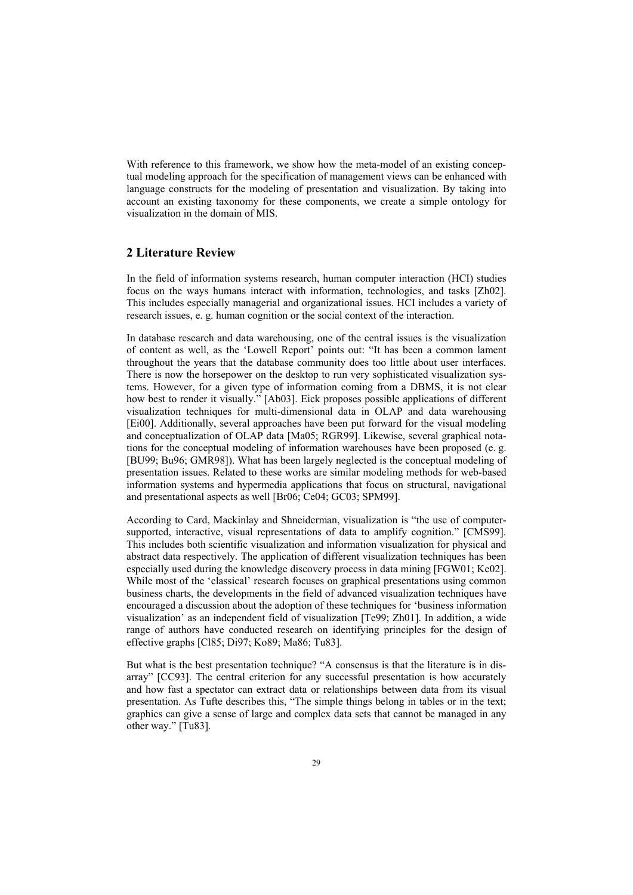With reference to this framework, we show how the meta-model of an existing conceptual modeling approach for the specification of management views can be enhanced with language constructs for the modeling of presentation and visualization. By taking into account an existing taxonomy for these components, we create a simple ontology for visualization in the domain of MIS.

## 2 Literature Review

In the field of information systems research, human computer interaction (HCI) studies focus on the ways humans interact with information, technologies, and tasks [Zh02]. This includes especially managerial and organizational issues. HCI includes a variety of research issues, e. g. human cognition or the social context of the interaction.

In database research and data warehousing, one of the central issues is the visualization of content as well, as the 'Lowell Report' points out: "It has been a common lament throughout the years that the database community does too little about user interfaces. There is now the horsepower on the desktop to run very sophisticated visualization systems. However, for a given type of information coming from a DBMS, it is not clear how best to render it visually." [Ab03]. Eick proposes possible applications of different visualization techniques for multi-dimensional data in OLAP and data warehousing [Ei00]. Additionally, several approaches have been put forward for the visual modeling and conceptualization of OLAP data [Ma05; RGR99]. Likewise, several graphical notations for the conceptual modeling of information warehouses have been proposed (e. g. [BU99; Bu96; GMR98]). What has been largely neglected is the conceptual modeling of presentation issues. Related to these works are similar modeling methods for web-based information systems and hypermedia applications that focus on structural, navigational and presentational aspects as well [Br06; Ce04; GC03; SPM99].

According to Card, Mackinlay and Shneiderman, visualization is "the use of computer-supported, interactive, visual representations of data to amplify cognition." [CMS99]. This includes both scientific visualization and information visualization for physical and abstract data respectively. The application of different visualization techniques has been especially used during the knowledge discovery process in data mining [FGW01; Ke02]. While most of the 'classical' research focuses on graphical presentations using common business charts, the developments in the field of advanced visualization techniques have encouraged a discussion about the adoption of these techniques for 'business information visualization' as an independent field of visualization [Te99; Zh01]. In addition, a wide range of authors have conducted research on identifying principles for the design of effective graphs [Cl85; Di97; Ko89; Ma86; Tu83].

But what is the best presentation technique? "A consensus is that the literature is in disarray" [CC93]. The central criterion for any successful presentation is how accurately and how fast a spectator can extract data or relationships between data from its visual presentation. As Tufte describes this, "The simple things belong in tables or in the text; graphics can give a sense of large and complex data sets that cannot be managed in any other way." [Tu83].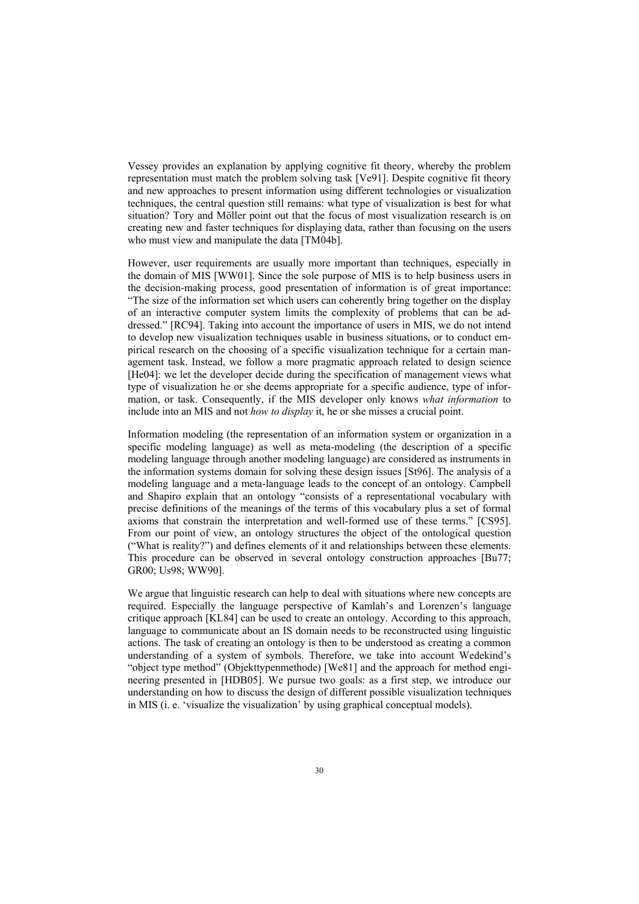Vessey provides an explanation by applying cognitive fit theory, whereby the problem representation must match the problem solving task [Ve91]. Despite cognitive fit theory and new approaches to present information using different technologies or visualization techniques, the central question still remains: what type of visualization is best for what situation? Tory and Möller point out that the focus of most visualization research is on creating new and faster techniques for displaying data, rather than focusing on the users who must view and manipulate the data [TM04b].

However, user requirements are usually more important than techniques, especially in the domain of MIS [WW01]. Since the sole purpose of MIS is to help business users in the decision-making process, good presentation of information is of great importance: "The size of the information set which users can coherently bring together on the display of an interactive computer system limits the complexity of problems that can be addressed." [RC94]. Taking into account the importance of users in MIS, we do not intend to develop new visualization techniques usable in business situations, or to conduct empirical research on the choosing of a specific visualization technique for a certain management task. Instead, we follow a more pragmatic approach related to design science [He04]: we let the developer decide during the specification of management views what type of visualization he or she deems appropriate for a specific audience, type of information, or task. Consequently, if the MIS developer only knows *what information* to include into an MIS and not *how to display* it, he or she misses a crucial point.

Information modeling (the representation of an information system or organization in a specific modeling language) as well as meta-modeling (the description of a specific modeling language through another modeling language) are considered as instruments in the information systems domain for solving these design issues [St96]. The analysis of a modeling language and a meta-language leads to the concept of an ontology. Campbell and Shapiro explain that an ontology "consists of a representational vocabulary with precise definitions of the meanings of the terms of this vocabulary plus a set of formal axioms that constrain the interpretation and well-formed use of these terms." [CS95]. From our point of view, an ontology structures the object of the ontological question ("What is reality?") and defines elements of it and relationships between these elements. This procedure can be observed in several ontology construction approaches [Bu77; GR00; Us98; WW90].

We argue that linguistic research can help to deal with situations where new concepts are required. Especially the language perspective of Kamlah's and Lorenzen's language critique approach [KL84] can be used to create an ontology. According to this approach, language to communicate about an IS domain needs to be reconstructed using linguistic actions. The task of creating an ontology is then to be understood as creating a common understanding of a system of symbols. Therefore, we take into account Wedekind's "object type method" (Objekttypenmethode) [We81] and the approach for method engineering presented in [HDB05]. We pursue two goals: as a first step, we introduce our understanding on how to discuss the design of different possible visualization techniques in MIS (i. e. 'visualize the visualization' by using graphical conceptual models).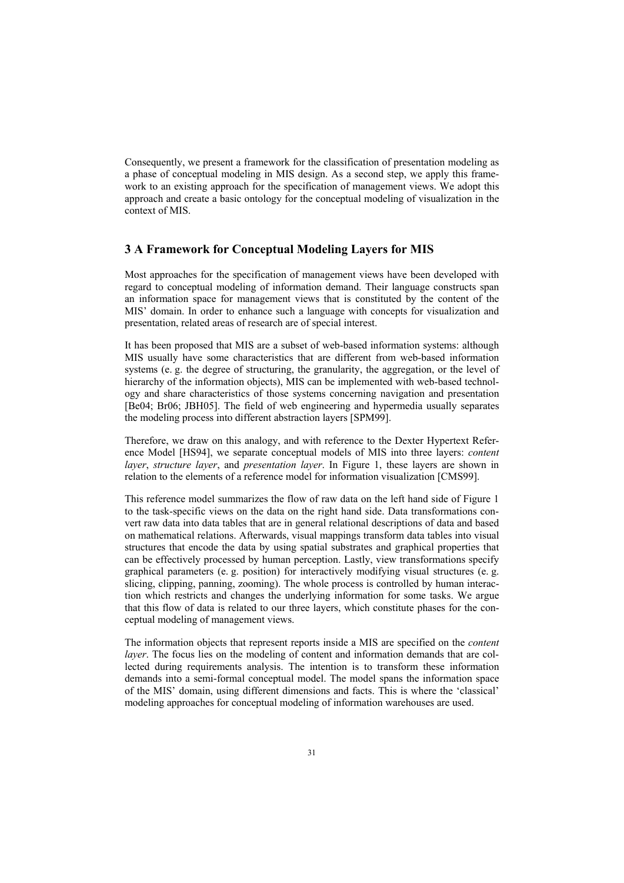Consequently, we present a framework for the classification of presentation modeling as a phase of conceptual modeling in MIS design. As a second step, we apply this framework to an existing approach for the specification of management views. We adopt this approach and create a basic ontology for the conceptual modeling of visualization in the context of MIS.

## 3 A Framework for Conceptual Modeling Layers for MIS

Most approaches for the specification of management views have been developed with regard to conceptual modeling of information demand. Their language constructs span an information space for management views that is constituted by the content of the MIS' domain. In order to enhance such a language with concepts for visualization and presentation, related areas of research are of special interest.

It has been proposed that MIS are a subset of web-based information systems: although MIS usually have some characteristics that are different from web-based information systems (e. g. the degree of structuring, the granularity, the aggregation, or the level of hierarchy of the information objects), MIS can be implemented with web-based technology and share characteristics of those systems concerning navigation and presentation [Be04; Br06; JBH05]. The field of web engineering and hypermedia usually separates the modeling process into different abstraction layers [SPM99].

Therefore, we draw on this analogy, and with reference to the Dexter Hypertext Reference Model [HS94], we separate conceptual models of MIS into three layers: *content layer*, *structure layer*, and *presentation layer*. In Figure 1, these layers are shown in relation to the elements of a reference model for information visualization [CMS99].

This reference model summarizes the flow of raw data on the left hand side of Figure 1 to the task-specific views on the data on the right hand side. Data transformations convert raw data into data tables that are in general relational descriptions of data and based on mathematical relations. Afterwards, visual mappings transform data tables into visual structures that encode the data by using spatial substrates and graphical properties that can be effectively processed by human perception. Lastly, view transformations specify graphical parameters (e. g. position) for interactively modifying visual structures (e. g. slicing, clipping, panning, zooming). The whole process is controlled by human interaction which restricts and changes the underlying information for some tasks. We argue that this flow of data is related to our three layers, which constitute phases for the conceptual modeling of management views.

The information objects that represent reports inside a MIS are specified on the *content layer*. The focus lies on the modeling of content and information demands that are collected during requirements analysis. The intention is to transform these information demands into a semi-formal conceptual model. The model spans the information space of the MIS' domain, using different dimensions and facts. This is where the 'classical' modeling approaches for conceptual modeling of information warehouses are used.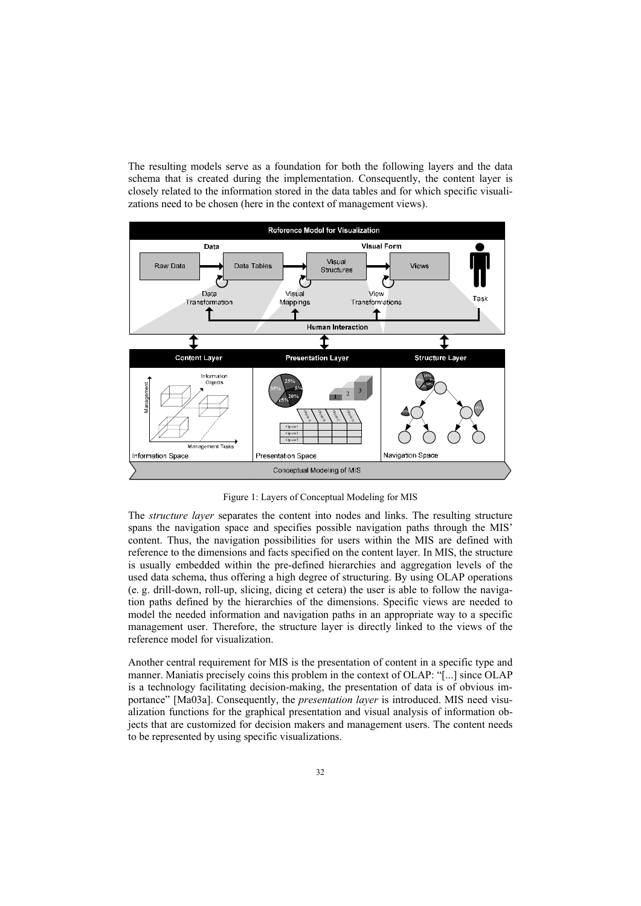The resulting models serve as a foundation for both the following layers and the data schema that is created during the implementation. Consequently, the content layer is closely related to the information stored in the data tables and for which specific visualizations need to be chosen (here in the context of management views).

Figure 1: Layers of Conceptual Modeling for MIS

The *structure layer* separates the content into nodes and links. The resulting structure spans the navigation space and specifies possible navigation paths through the MIS' content. Thus, the navigation possibilities for users within the MIS are defined with reference to the dimensions and facts specified on the content layer. In MIS, the structure is usually embedded within the pre-defined hierarchies and aggregation levels of the used data schema, thus offering a high degree of structuring. By using OLAP operations (e. g. drill-down, roll-up, slicing, dicing et cetera) the user is able to follow the navigation paths defined by the hierarchies of the dimensions. Specific views are needed to model the needed information and navigation paths in an appropriate way to a specific management user. Therefore, the structure layer is directly linked to the views of the reference model for visualization.

Another central requirement for MIS is the presentation of content in a specific type and manner. Maniatis precisely coins this problem in the context of OLAP: "[...] since OLAP is a technology facilitating decision-making, the presentation of data is of obvious importance" [Ma03a]. Consequently, the *presentation layer* is introduced. MIS need visualization functions for the graphical presentation and visual analysis of information objects that are customized for decision makers and management users. The content needs to be represented by using specific visualizations.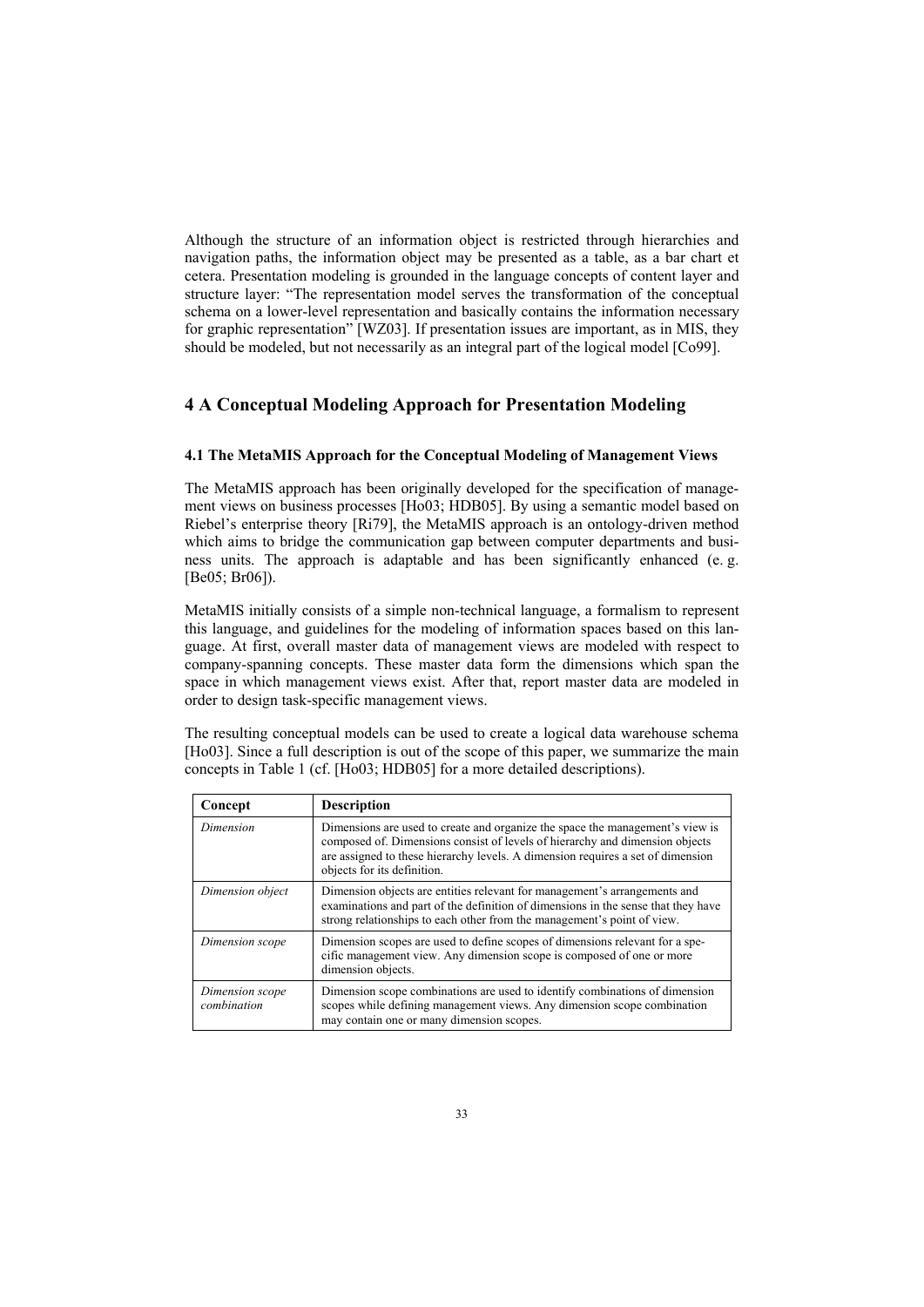Although the structure of an information object is restricted through hierarchies and navigation paths, the information object may be presented as a table, as a bar chart et cetera. Presentation modeling is grounded in the language concepts of content layer and structure layer: "The representation model serves the transformation of the conceptual schema on a lower-level representation and basically contains the information necessary for graphic representation" [WZ03]. If presentation issues are important, as in MIS, they should be modeled, but not necessarily as an integral part of the logical model [Co99].

## 4 A Conceptual Modeling Approach for Presentation Modeling

### 4.1 The MetaMIS Approach for the Conceptual Modeling of Management Views

The MetaMIS approach has been originally developed for the specification of management views on business processes [Ho03; HDB05]. By using a semantic model based on Riebel's enterprise theory [Ri79], the MetaMIS approach is an ontology-driven method which aims to bridge the communication gap between computer departments and business units. The approach is adaptable and has been significantly enhanced (e. g. [Be05; Br06]).

MetaMIS initially consists of a simple non-technical language, a formalism to represent this language, and guidelines for the modeling of information spaces based on this language. At first, overall master data of management views are modeled with respect to company-spanning concepts. These master data form the dimensions which span the space in which management views exist. After that, report master data are modeled in order to design task-specific management views.

The resulting conceptual models can be used to create a logical data warehouse schema [Ho03]. Since a full description is out of the scope of this paper, we summarize the main concepts in Table 1 (cf. [Ho03; HDB05] for a more detailed descriptions).

| Concept | Description |
|---|---|
| *Dimension* | Dimensions are used to create and organize the space the management's view is composed of. Dimensions consist of levels of hierarchy and dimension objects are assigned to these hierarchy levels. A dimension requires a set of dimension objects for its definition. |
| *Dimension object* | Dimension objects are entities relevant for management's arrangements and examinations and part of the definition of dimensions in the sense that they have strong relationships to each other from the management's point of view. |
| *Dimension scope* | Dimension scopes are used to define scopes of dimensions relevant for a specific management view. Any dimension scope is composed of one or more dimension objects. |
| *Dimension scope combination* | Dimension scope combinations are used to identify combinations of dimension scopes while defining management views. Any dimension scope combination may contain one or many dimension scopes. |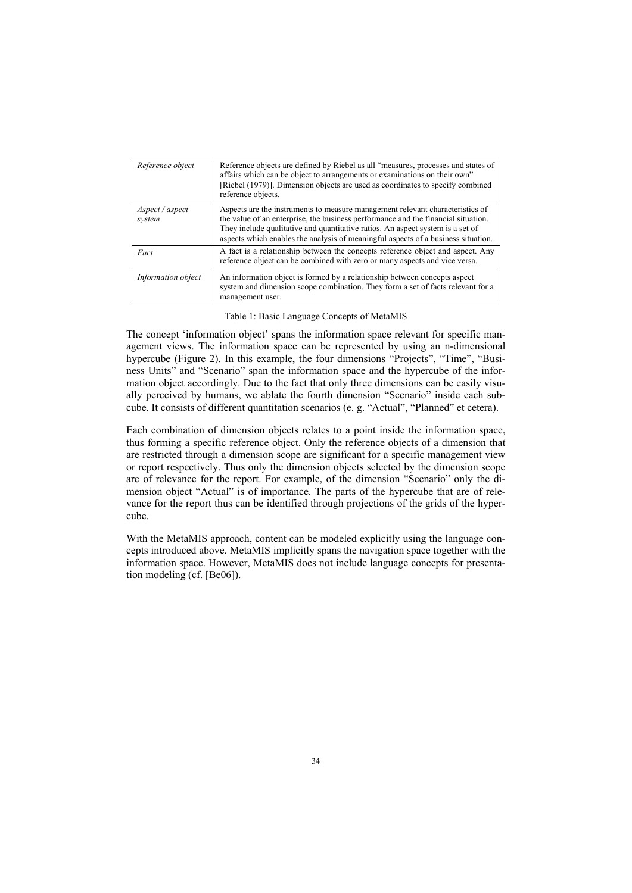| *Reference object* | Reference objects are defined by Riebel as all "measures, processes and states of affairs which can be object to arrangements or examinations on their own" [Riebel (1979)]. Dimension objects are used as coordinates to specify combined reference objects. |
|---|---|
| *Aspect / aspect system* | Aspects are the instruments to measure management relevant characteristics of the value of an enterprise, the business performance and the financial situation. They include qualitative and quantitative ratios. An aspect system is a set of aspects which enables the analysis of meaningful aspects of a business situation. |
| *Fact* | A fact is a relationship between the concepts reference object and aspect. Any reference object can be combined with zero or many aspects and vice versa. |
| *Information object* | An information object is formed by a relationship between concepts aspect system and dimension scope combination. They form a set of facts relevant for a management user. |

Table 1: Basic Language Concepts of MetaMIS

The concept 'information object' spans the information space relevant for specific management views. The information space can be represented by using an n-dimensional hypercube (Figure 2). In this example, the four dimensions "Projects", "Time", "Business Units" and "Scenario" span the information space and the hypercube of the information object accordingly. Due to the fact that only three dimensions can be easily visually perceived by humans, we ablate the fourth dimension "Scenario" inside each subcube. It consists of different quantitation scenarios (e. g. "Actual", "Planned" et cetera).

Each combination of dimension objects relates to a point inside the information space, thus forming a specific reference object. Only the reference objects of a dimension that are restricted through a dimension scope are significant for a specific management view or report respectively. Thus only the dimension objects selected by the dimension scope are of relevance for the report. For example, of the dimension "Scenario" only the dimension object "Actual" is of importance. The parts of the hypercube that are of relevance for the report thus can be identified through projections of the grids of the hypercube.

With the MetaMIS approach, content can be modeled explicitly using the language concepts introduced above. MetaMIS implicitly spans the navigation space together with the information space. However, MetaMIS does not include language concepts for presentation modeling (cf. [Be06]).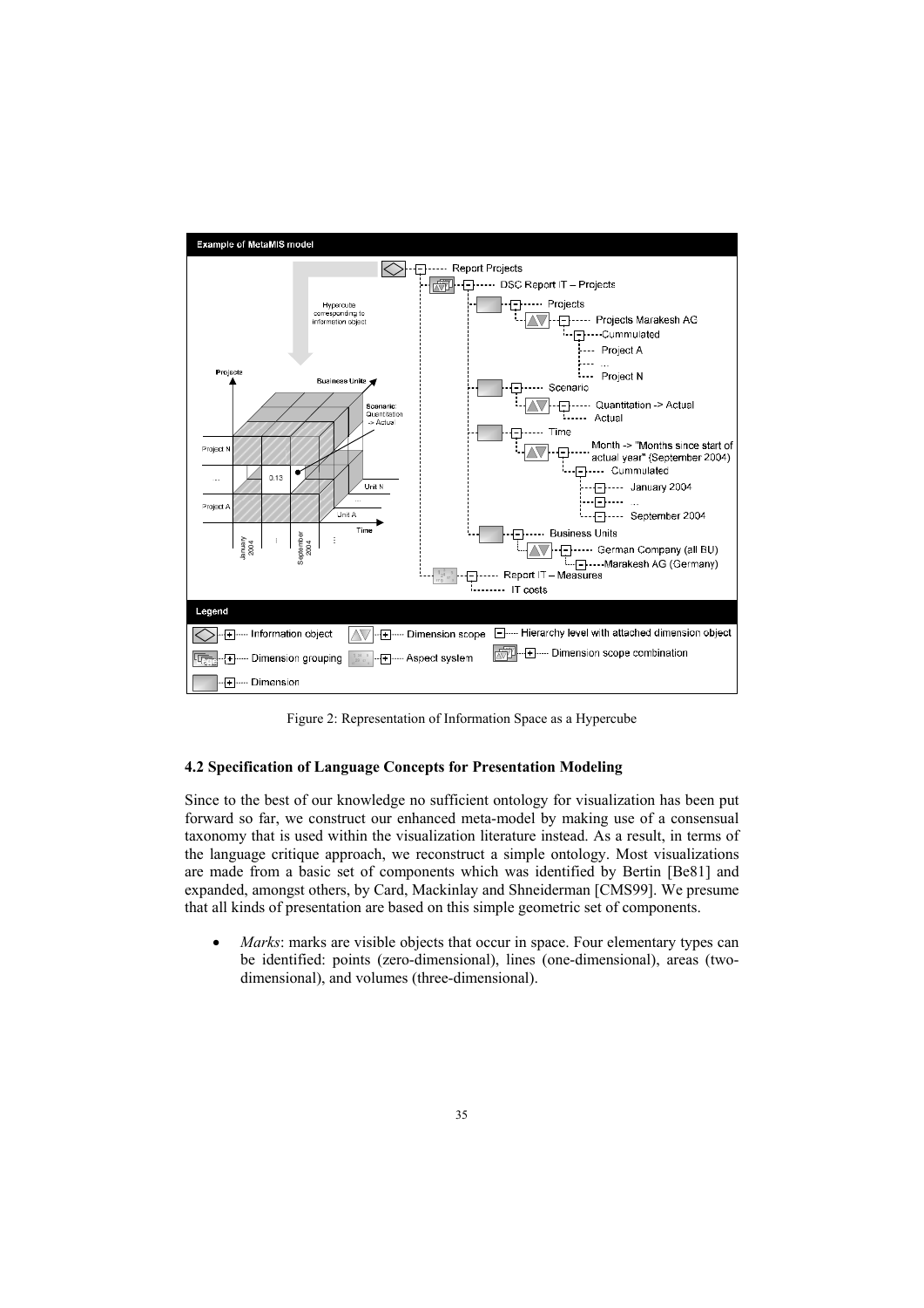Figure 2: Representation of Information Space as a Hypercube

### 4.2 Specification of Language Concepts for Presentation Modeling

Since to the best of our knowledge no sufficient ontology for visualization has been put forward so far, we construct our enhanced meta-model by making use of a consensual taxonomy that is used within the visualization literature instead. As a result, in terms of the language critique approach, we reconstruct a simple ontology. Most visualizations are made from a basic set of components which was identified by Bertin [Be81] and expanded, amongst others, by Card, Mackinlay and Shneiderman [CMS99]. We presume that all kinds of presentation are based on this simple geometric set of components.

- *Marks*: marks are visible objects that occur in space. Four elementary types can be identified: points (zero-dimensional), lines (one-dimensional), areas (two-dimensional), and volumes (three-dimensional).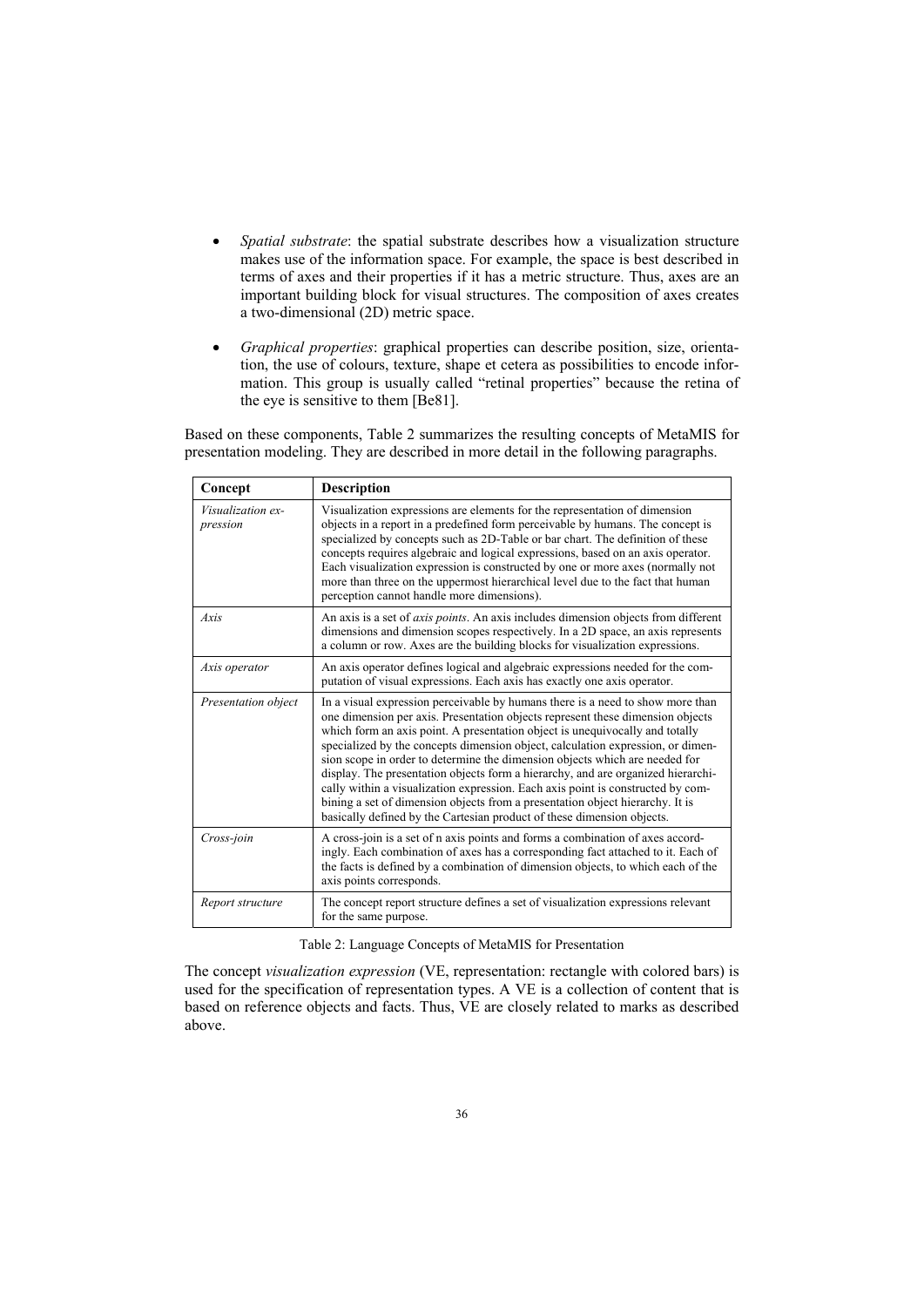- *Spatial substrate*: the spatial substrate describes how a visualization structure makes use of the information space. For example, the space is best described in terms of axes and their properties if it has a metric structure. Thus, axes are an important building block for visual structures. The composition of axes creates a two-dimensional (2D) metric space.

- *Graphical properties*: graphical properties can describe position, size, orientation, the use of colours, texture, shape et cetera as possibilities to encode information. This group is usually called "retinal properties" because the retina of the eye is sensitive to them [Be81].

Based on these components, Table 2 summarizes the resulting concepts of MetaMIS for presentation modeling. They are described in more detail in the following paragraphs.

| Concept | Description |
|---|---|
| *Visualization expression* | Visualization expressions are elements for the representation of dimension objects in a report in a predefined form perceivable by humans. The concept is specialized by concepts such as 2D-Table or bar chart. The definition of these concepts requires algebraic and logical expressions, based on an axis operator. Each visualization expression is constructed by one or more axes (normally not more than three on the uppermost hierarchical level due to the fact that human perception cannot handle more dimensions). |
| *Axis* | An axis is a set of *axis points*. An axis includes dimension objects from different dimensions and dimension scopes respectively. In a 2D space, an axis represents a column or row. Axes are the building blocks for visualization expressions. |
| *Axis operator* | An axis operator defines logical and algebraic expressions needed for the computation of visual expressions. Each axis has exactly one axis operator. |
| *Presentation object* | In a visual expression perceivable by humans there is a need to show more than one dimension per axis. Presentation objects represent these dimension objects which form an axis point. A presentation object is unequivocally and totally specialized by the concepts dimension object, calculation expression, or dimension scope in order to determine the dimension objects which are needed for display. The presentation objects form a hierarchy, and are organized hierarchically within a visualization expression. Each axis point is constructed by combining a set of dimension objects from a presentation object hierarchy. It is basically defined by the Cartesian product of these dimension objects. |
| *Cross-join* | A cross-join is a set of n axis points and forms a combination of axes accordingly. Each combination of axes has a corresponding fact attached to it. Each of the facts is defined by a combination of dimension objects, to which each of the axis points corresponds. |
| *Report structure* | The concept report structure defines a set of visualization expressions relevant for the same purpose. |

Table 2: Language Concepts of MetaMIS for Presentation

The concept *visualization expression* (VE, representation: rectangle with colored bars) is used for the specification of representation types. A VE is a collection of content that is based on reference objects and facts. Thus, VE are closely related to marks as described above.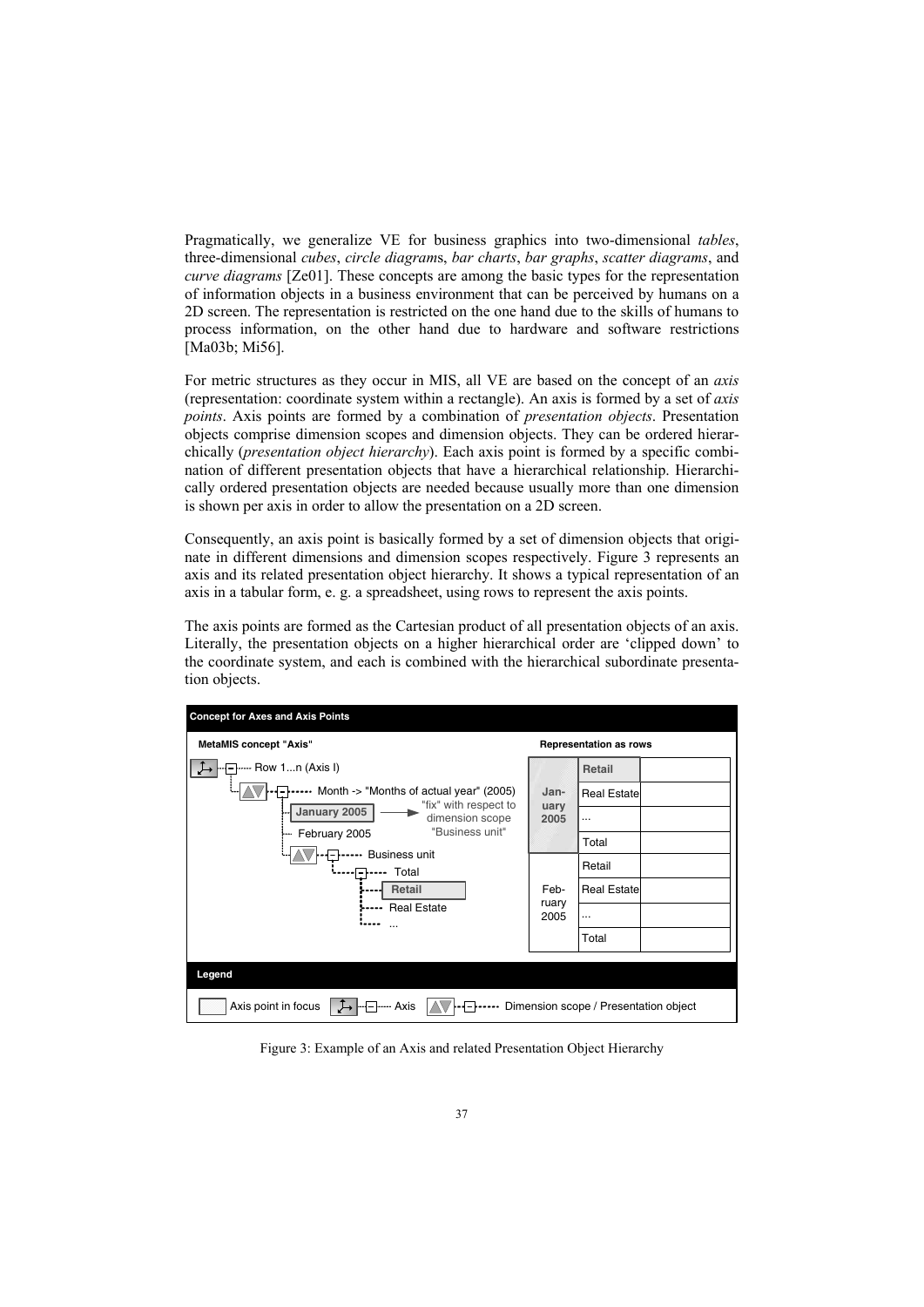Pragmatically, we generalize VE for business graphics into two-dimensional *tables*, three-dimensional *cubes*, *circle diagram*s, *bar charts*, *bar graphs*, *scatter diagrams*, and *curve diagrams* [Ze01]. These concepts are among the basic types for the representation of information objects in a business environment that can be perceived by humans on a 2D screen. The representation is restricted on the one hand due to the skills of humans to process information, on the other hand due to hardware and software restrictions [Ma03b; Mi56].

For metric structures as they occur in MIS, all VE are based on the concept of an *axis* (representation: coordinate system within a rectangle). An axis is formed by a set of *axis points*. Axis points are formed by a combination of *presentation objects*. Presentation objects comprise dimension scopes and dimension objects. They can be ordered hierarchically (*presentation object hierarchy*). Each axis point is formed by a specific combination of different presentation objects that have a hierarchical relationship. Hierarchically ordered presentation objects are needed because usually more than one dimension is shown per axis in order to allow the presentation on a 2D screen.

Consequently, an axis point is basically formed by a set of dimension objects that originate in different dimensions and dimension scopes respectively. Figure 3 represents an axis and its related presentation object hierarchy. It shows a typical representation of an axis in a tabular form, e. g. a spreadsheet, using rows to represent the axis points.

The axis points are formed as the Cartesian product of all presentation objects of an axis. Literally, the presentation objects on a higher hierarchical order are 'clipped down' to the coordinate system, and each is combined with the hierarchical subordinate presentation objects.

**Concept for Axes and Axis Points**

**MetaMIS concept "Axis"**

- Row 1...n (Axis I)
  - Month -> "Months of actual year" (2005)
    - **January 2005** → "fix" with respect to dimension scope "Business unit"
    - February 2005
  - Business unit
    - Total
      - **Retail**
      - Real Estate
      - ...

**Representation as rows**

| | | |
|---|---|---|
| **January 2005** | **Retail** | |
| | Real Estate | |
| | ... | |
| | Total | |
| February 2005 | Retail | |
| | Real Estate | |
| | ... | |
| | Total | |

**Legend**

Axis point in focus | Axis | Dimension scope / Presentation object

Figure 3: Example of an Axis and related Presentation Object Hierarchy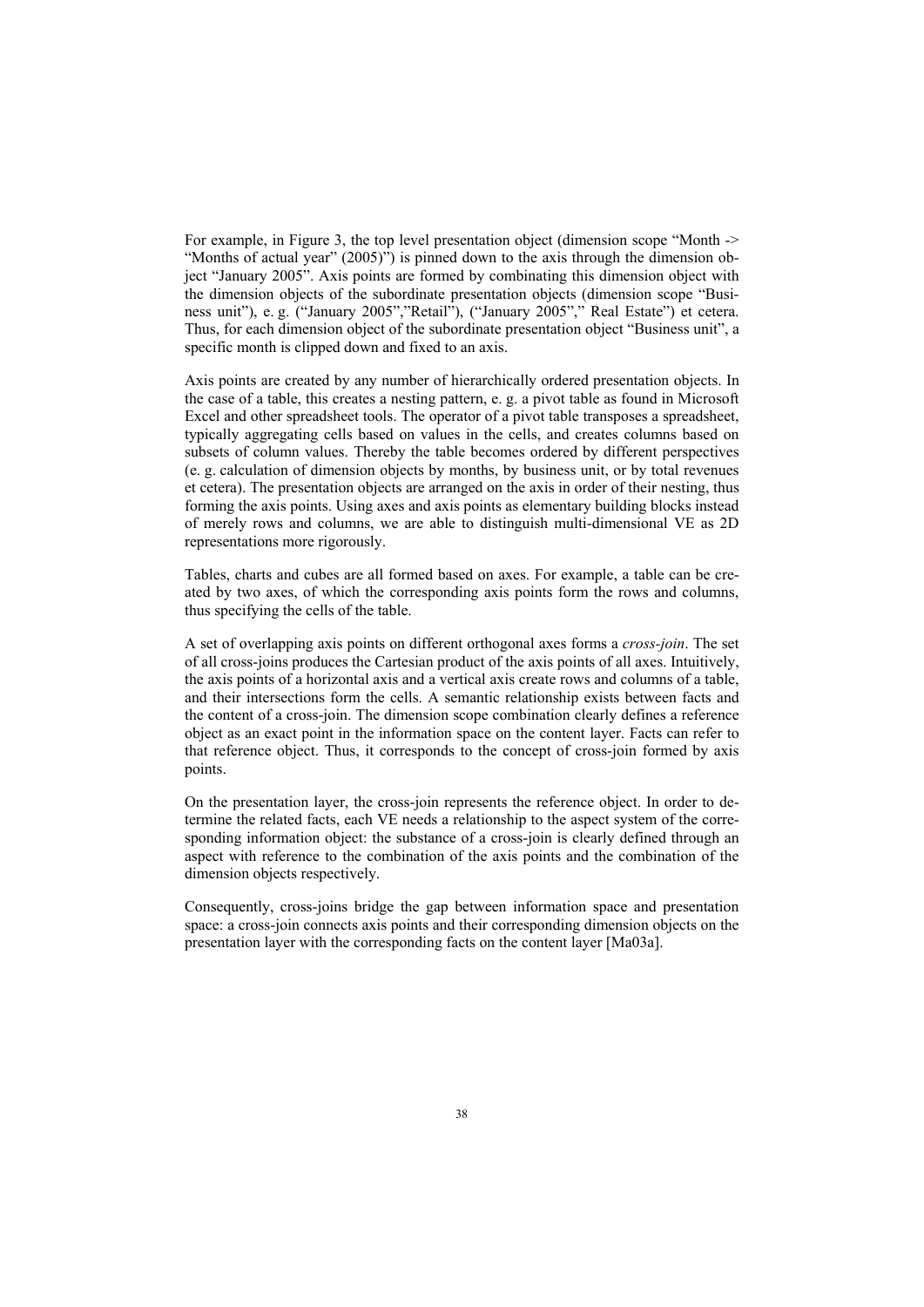For example, in Figure 3, the top level presentation object (dimension scope "Month -> "Months of actual year" (2005)") is pinned down to the axis through the dimension object "January 2005". Axis points are formed by combinating this dimension object with the dimension objects of the subordinate presentation objects (dimension scope "Business unit"), e. g. ("January 2005","Retail"), ("January 2005"," Real Estate") et cetera. Thus, for each dimension object of the subordinate presentation object "Business unit", a specific month is clipped down and fixed to an axis.

Axis points are created by any number of hierarchically ordered presentation objects. In the case of a table, this creates a nesting pattern, e. g. a pivot table as found in Microsoft Excel and other spreadsheet tools. The operator of a pivot table transposes a spreadsheet, typically aggregating cells based on values in the cells, and creates columns based on subsets of column values. Thereby the table becomes ordered by different perspectives (e. g. calculation of dimension objects by months, by business unit, or by total revenues et cetera). The presentation objects are arranged on the axis in order of their nesting, thus forming the axis points. Using axes and axis points as elementary building blocks instead of merely rows and columns, we are able to distinguish multi-dimensional VE as 2D representations more rigorously.

Tables, charts and cubes are all formed based on axes. For example, a table can be created by two axes, of which the corresponding axis points form the rows and columns, thus specifying the cells of the table.

A set of overlapping axis points on different orthogonal axes forms a *cross-join*. The set of all cross-joins produces the Cartesian product of the axis points of all axes. Intuitively, the axis points of a horizontal axis and a vertical axis create rows and columns of a table, and their intersections form the cells. A semantic relationship exists between facts and the content of a cross-join. The dimension scope combination clearly defines a reference object as an exact point in the information space on the content layer. Facts can refer to that reference object. Thus, it corresponds to the concept of cross-join formed by axis points.

On the presentation layer, the cross-join represents the reference object. In order to determine the related facts, each VE needs a relationship to the aspect system of the corresponding information object: the substance of a cross-join is clearly defined through an aspect with reference to the combination of the axis points and the combination of the dimension objects respectively.

Consequently, cross-joins bridge the gap between information space and presentation space: a cross-join connects axis points and their corresponding dimension objects on the presentation layer with the corresponding facts on the content layer [Ma03a].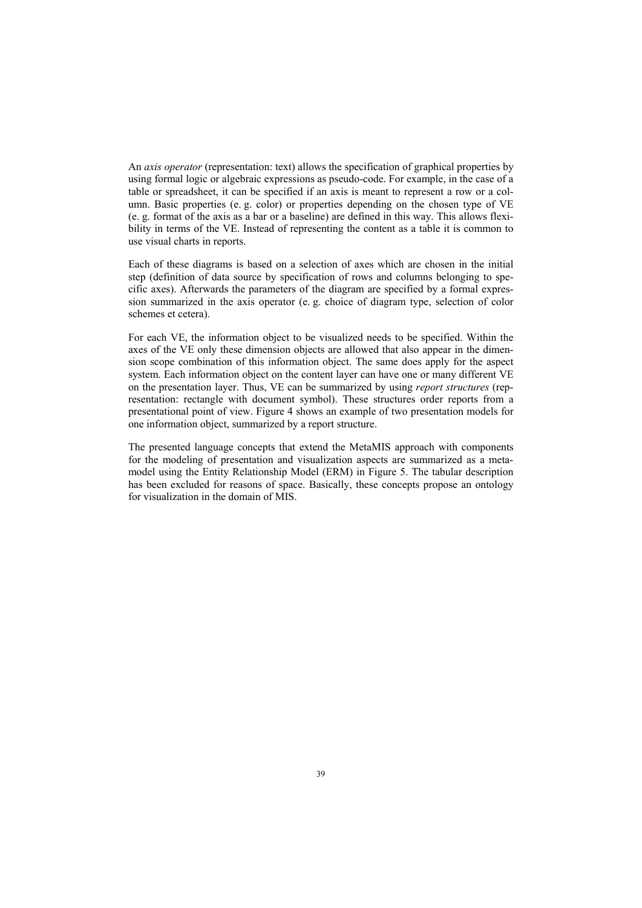An *axis operator* (representation: text) allows the specification of graphical properties by using formal logic or algebraic expressions as pseudo-code. For example, in the case of a table or spreadsheet, it can be specified if an axis is meant to represent a row or a column. Basic properties (e. g. color) or properties depending on the chosen type of VE (e. g. format of the axis as a bar or a baseline) are defined in this way. This allows flexibility in terms of the VE. Instead of representing the content as a table it is common to use visual charts in reports.

Each of these diagrams is based on a selection of axes which are chosen in the initial step (definition of data source by specification of rows and columns belonging to specific axes). Afterwards the parameters of the diagram are specified by a formal expression summarized in the axis operator (e. g. choice of diagram type, selection of color schemes et cetera).

For each VE, the information object to be visualized needs to be specified. Within the axes of the VE only these dimension objects are allowed that also appear in the dimension scope combination of this information object. The same does apply for the aspect system. Each information object on the content layer can have one or many different VE on the presentation layer. Thus, VE can be summarized by using *report structures* (representation: rectangle with document symbol). These structures order reports from a presentational point of view. Figure 4 shows an example of two presentation models for one information object, summarized by a report structure.

The presented language concepts that extend the MetaMIS approach with components for the modeling of presentation and visualization aspects are summarized as a metamodel using the Entity Relationship Model (ERM) in Figure 5. The tabular description has been excluded for reasons of space. Basically, these concepts propose an ontology for visualization in the domain of MIS.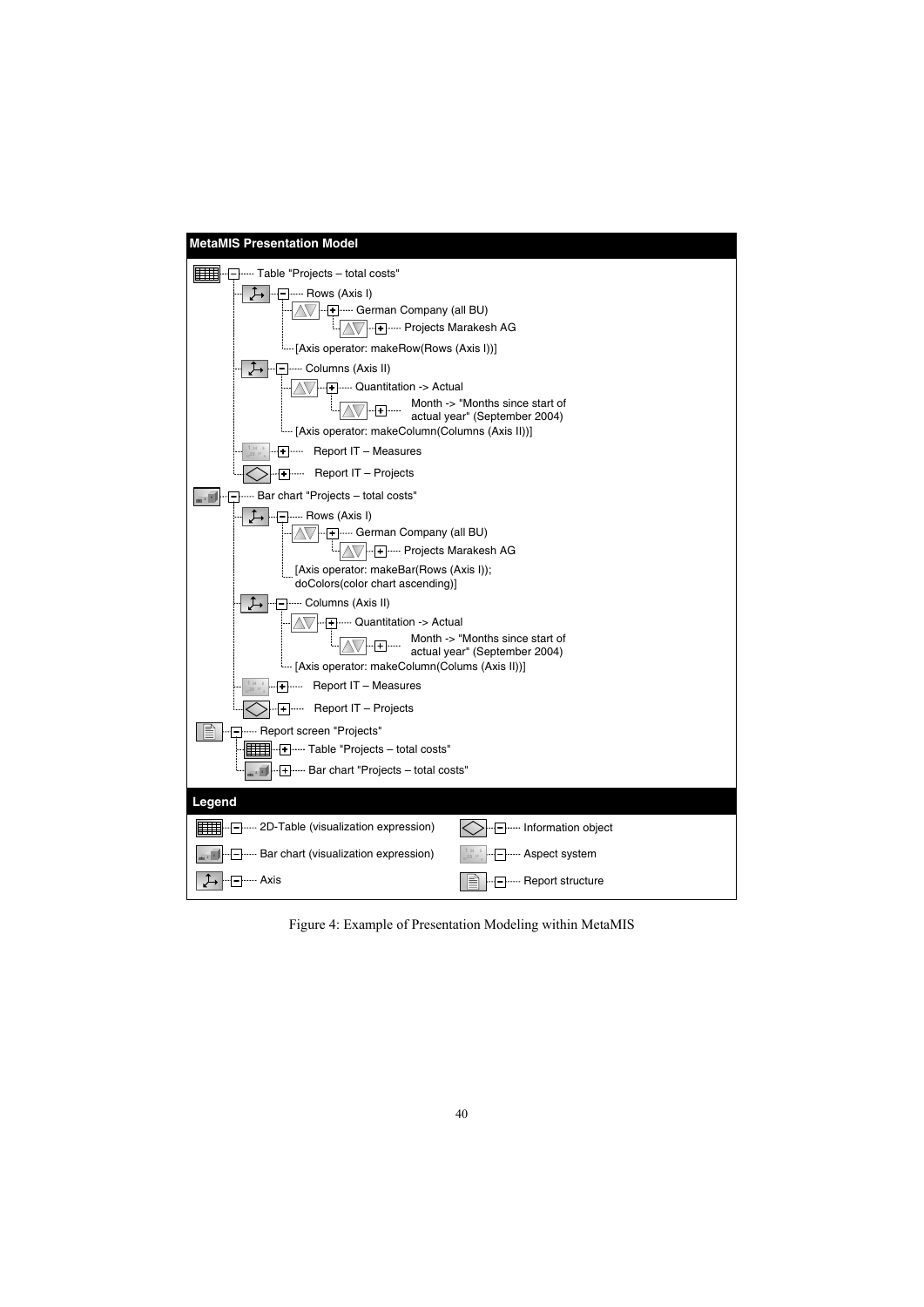**MetaMIS Presentation Model**

- Table "Projects – total costs"
  - Rows (Axis I)
    - German Company (all BU)
      - Projects Marakesh AG
    - [Axis operator: makeRow(Rows (Axis I))]
  - Columns (Axis II)
    - Quantitation -> Actual
      - Month -> "Months since start of actual year" (September 2004)
    - [Axis operator: makeColumn(Columns (Axis II))]
  - Report IT – Measures
  - Report IT – Projects
- Bar chart "Projects – total costs"
  - Rows (Axis I)
    - German Company (all BU)
      - Projects Marakesh AG
    - [Axis operator: makeBar(Rows (Axis I)); doColors(color chart ascending)]
  - Columns (Axis II)
    - Quantitation -> Actual
      - Month -> "Months since start of actual year" (September 2004)
    - [Axis operator: makeColumn(Colums (Axis II))]
  - Report IT – Measures
  - Report IT – Projects
- Report screen "Projects"
  - Table "Projects – total costs"
  - Bar chart "Projects – total costs"

**Legend**

| | |
|---|---|
| 2D-Table (visualization expression) | Information object |
| Bar chart (visualization expression) | Aspect system |
| Axis | Report structure |

Figure 4: Example of Presentation Modeling within MetaMIS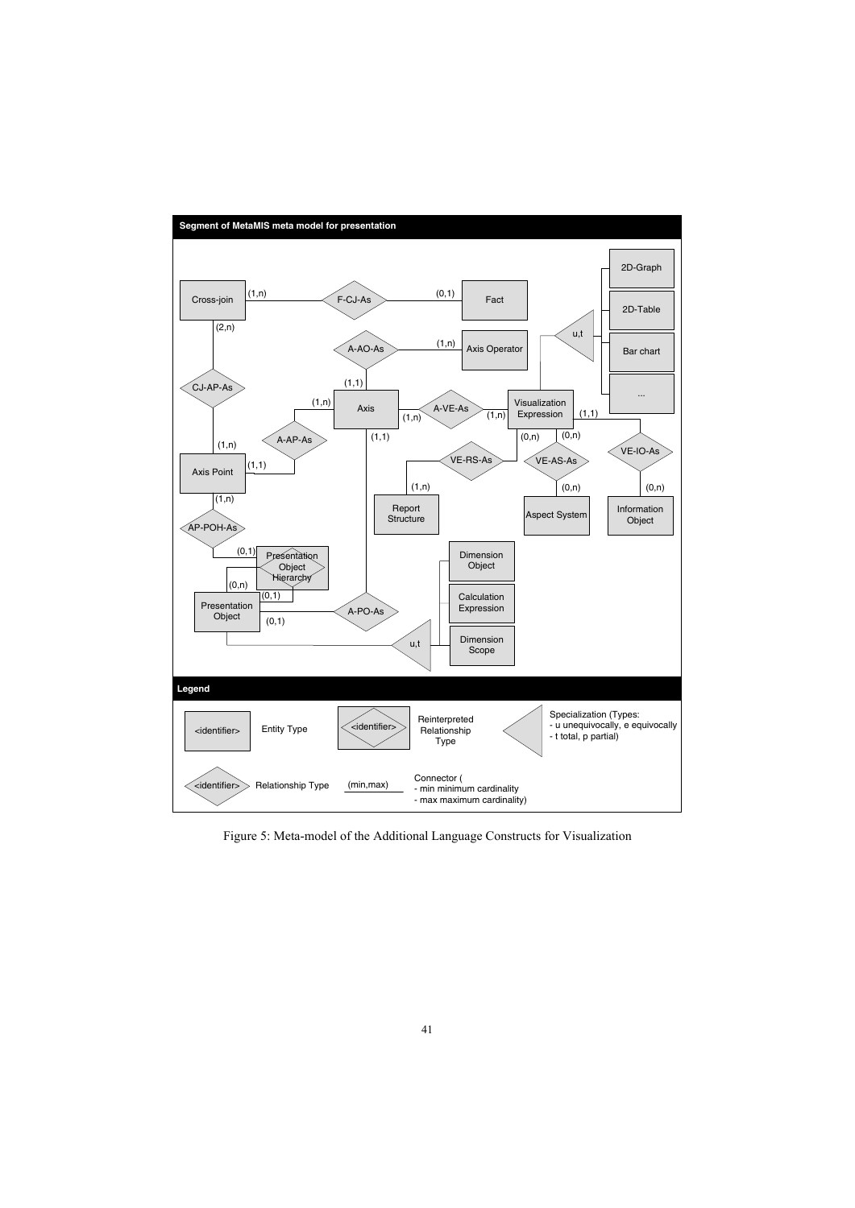Figure 5: Meta-model of the Additional Language Constructs for Visualization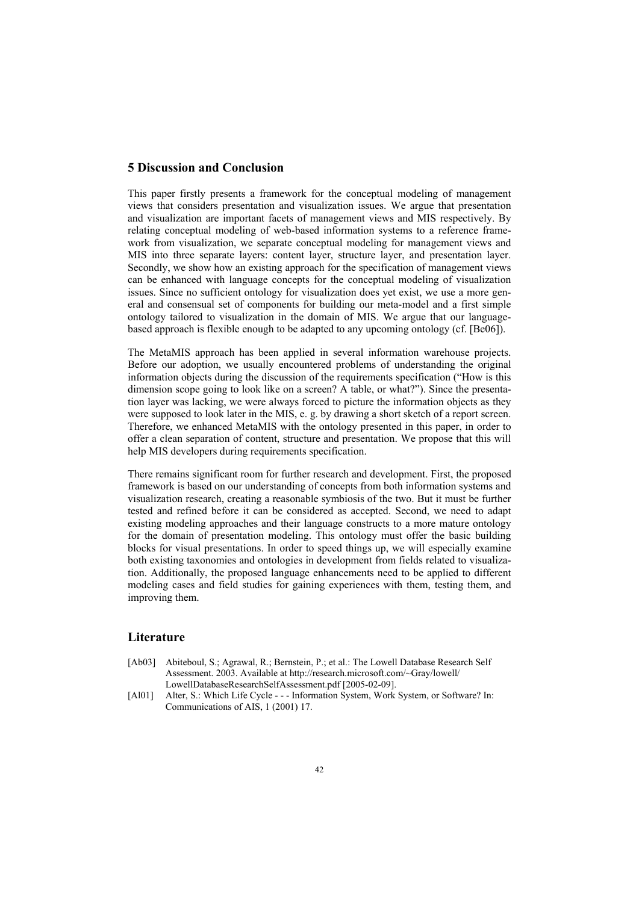## 5 Discussion and Conclusion

This paper firstly presents a framework for the conceptual modeling of management views that considers presentation and visualization issues. We argue that presentation and visualization are important facets of management views and MIS respectively. By relating conceptual modeling of web-based information systems to a reference framework from visualization, we separate conceptual modeling for management views and MIS into three separate layers: content layer, structure layer, and presentation layer. Secondly, we show how an existing approach for the specification of management views can be enhanced with language concepts for the conceptual modeling of visualization issues. Since no sufficient ontology for visualization does yet exist, we use a more general and consensual set of components for building our meta-model and a first simple ontology tailored to visualization in the domain of MIS. We argue that our language-based approach is flexible enough to be adapted to any upcoming ontology (cf. [Be06]).

The MetaMIS approach has been applied in several information warehouse projects. Before our adoption, we usually encountered problems of understanding the original information objects during the discussion of the requirements specification ("How is this dimension scope going to look like on a screen? A table, or what?"). Since the presentation layer was lacking, we were always forced to picture the information objects as they were supposed to look later in the MIS, e. g. by drawing a short sketch of a report screen. Therefore, we enhanced MetaMIS with the ontology presented in this paper, in order to offer a clean separation of content, structure and presentation. We propose that this will help MIS developers during requirements specification.

There remains significant room for further research and development. First, the proposed framework is based on our understanding of concepts from both information systems and visualization research, creating a reasonable symbiosis of the two. But it must be further tested and refined before it can be considered as accepted. Second, we need to adapt existing modeling approaches and their language constructs to a more mature ontology for the domain of presentation modeling. This ontology must offer the basic building blocks for visual presentations. In order to speed things up, we will especially examine both existing taxonomies and ontologies in development from fields related to visualization. Additionally, the proposed language enhancements need to be applied to different modeling cases and field studies for gaining experiences with them, testing them, and improving them.

## Literature

[Ab03] Abiteboul, S.; Agrawal, R.; Bernstein, P.; et al.: The Lowell Database Research Self Assessment. 2003. Available at http://research.microsoft.com/~Gray/lowell/LowellDatabaseResearchSelfAssessment.pdf [2005-02-09].

[Al01] Alter, S.: Which Life Cycle - - - Information System, Work System, or Software? In: Communications of AIS, 1 (2001) 17.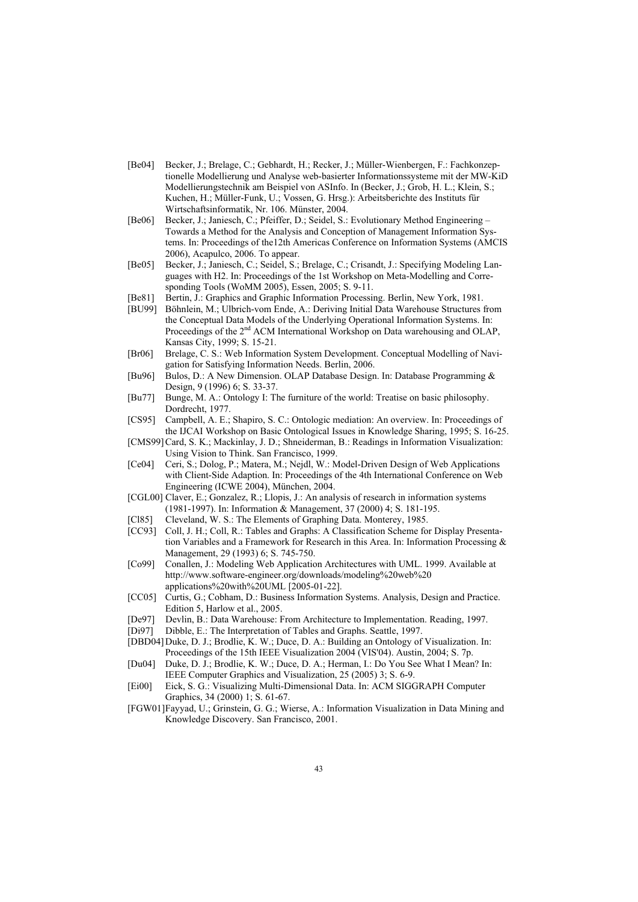[Be04] Becker, J.; Brelage, C.; Gebhardt, H.; Recker, J.; Müller-Wienbergen, F.: Fachkonzeptionelle Modellierung und Analyse web-basierter Informationssysteme mit der MW-KiD Modellierungstechnik am Beispiel von ASInfo. In (Becker, J.; Grob, H. L.; Klein, S.; Kuchen, H.; Müller-Funk, U.; Vossen, G. Hrsg.): Arbeitsberichte des Instituts für Wirtschaftsinformatik, Nr. 106. Münster, 2004.

[Be06] Becker, J.; Janiesch, C.; Pfeiffer, D.; Seidel, S.: Evolutionary Method Engineering – Towards a Method for the Analysis and Conception of Management Information Systems. In: Proceedings of the12th Americas Conference on Information Systems (AMCIS 2006), Acapulco, 2006. To appear.

[Be05] Becker, J.; Janiesch, C.; Seidel, S.; Brelage, C.; Crisandt, J.: Specifying Modeling Languages with H2. In: Proceedings of the 1st Workshop on Meta-Modelling and Corresponding Tools (WoMM 2005), Essen, 2005; S. 9-11.

[Be81] Bertin, J.: Graphics and Graphic Information Processing. Berlin, New York, 1981.

[BU99] Böhnlein, M.; Ulbrich-vom Ende, A.: Deriving Initial Data Warehouse Structures from the Conceptual Data Models of the Underlying Operational Information Systems. In: Proceedings of the 2nd ACM International Workshop on Data warehousing and OLAP, Kansas City, 1999; S. 15-21.

[Br06] Brelage, C. S.: Web Information System Development. Conceptual Modelling of Navigation for Satisfying Information Needs. Berlin, 2006.

[Bu96] Bulos, D.: A New Dimension. OLAP Database Design. In: Database Programming & Design, 9 (1996) 6; S. 33-37.

[Bu77] Bunge, M. A.: Ontology I: The furniture of the world: Treatise on basic philosophy. Dordrecht, 1977.

[CS95] Campbell, A. E.; Shapiro, S. C.: Ontologic mediation: An overview. In: Proceedings of the IJCAI Workshop on Basic Ontological Issues in Knowledge Sharing, 1995; S. 16-25.

[CMS99] Card, S. K.; Mackinlay, J. D.; Shneiderman, B.: Readings in Information Visualization: Using Vision to Think. San Francisco, 1999.

[Ce04] Ceri, S.; Dolog, P.; Matera, M.; Nejdl, W.: Model-Driven Design of Web Applications with Client-Side Adaption. In: Proceedings of the 4th International Conference on Web Engineering (ICWE 2004), München, 2004.

[CGL00] Claver, E.; Gonzalez, R.; Llopis, J.: An analysis of research in information systems (1981-1997). In: Information & Management, 37 (2000) 4; S. 181-195.

[Cl85] Cleveland, W. S.: The Elements of Graphing Data. Monterey, 1985.

[CC93] Coll, J. H.; Coll, R.: Tables and Graphs: A Classification Scheme for Display Presentation Variables and a Framework for Research in this Area. In: Information Processing & Management, 29 (1993) 6; S. 745-750.

[Co99] Conallen, J.: Modeling Web Application Architectures with UML. 1999. Available at http://www.software-engineer.org/downloads/modeling%20web%20applications%20with%20UML [2005-01-22].

[CC05] Curtis, G.; Cobham, D.: Business Information Systems. Analysis, Design and Practice. Edition 5, Harlow et al., 2005.

[De97] Devlin, B.: Data Warehouse: From Architecture to Implementation. Reading, 1997.

[Di97] Dibble, E.: The Interpretation of Tables and Graphs. Seattle, 1997.

[DBD04] Duke, D. J.; Brodlie, K. W.; Duce, D. A.: Building an Ontology of Visualization. In: Proceedings of the 15th IEEE Visualization 2004 (VIS'04). Austin, 2004; S. 7p.

[Du04] Duke, D. J.; Brodlie, K. W.; Duce, D. A.; Herman, I.: Do You See What I Mean? In: IEEE Computer Graphics and Visualization, 25 (2005) 3; S. 6-9.

[Ei00] Eick, S. G.: Visualizing Multi-Dimensional Data. In: ACM SIGGRAPH Computer Graphics, 34 (2000) 1; S. 61-67.

[FGW01] Fayyad, U.; Grinstein, G. G.; Wierse, A.: Information Visualization in Data Mining and Knowledge Discovery. San Francisco, 2001.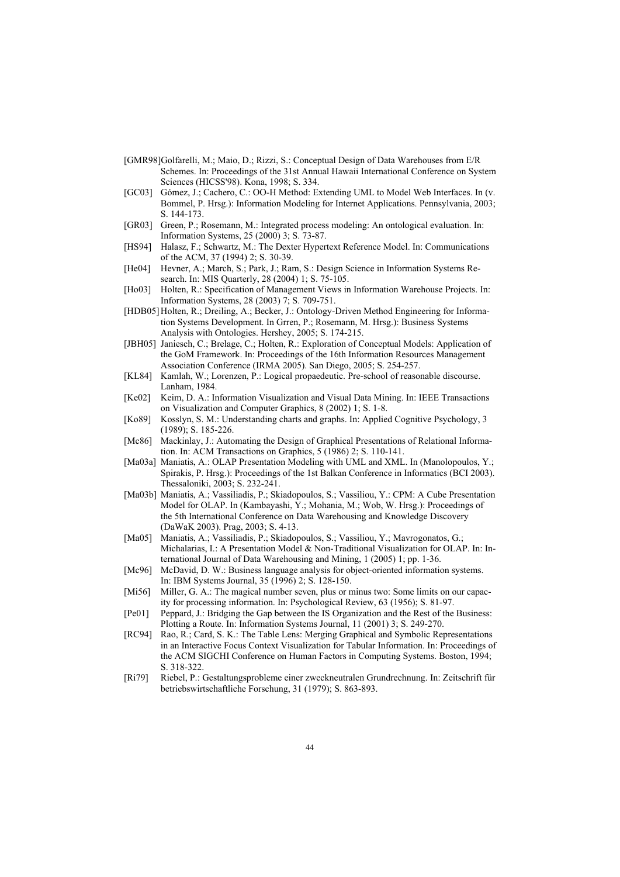[GMR98] Golfarelli, M.; Maio, D.; Rizzi, S.: Conceptual Design of Data Warehouses from E/R Schemes. In: Proceedings of the 31st Annual Hawaii International Conference on System Sciences (HICSS'98). Kona, 1998; S. 334.

[GC03] Gómez, J.; Cachero, C.: OO-H Method: Extending UML to Model Web Interfaces. In (v. Bommel, P. Hrsg.): Information Modeling for Internet Applications. Pennsylvania, 2003; S. 144-173.

[GR03] Green, P.; Rosemann, M.: Integrated process modeling: An ontological evaluation. In: Information Systems, 25 (2000) 3; S. 73-87.

[HS94] Halasz, F.; Schwartz, M.: The Dexter Hypertext Reference Model. In: Communications of the ACM, 37 (1994) 2; S. 30-39.

[He04] Hevner, A.; March, S.; Park, J.; Ram, S.: Design Science in Information Systems Research. In: MIS Quarterly, 28 (2004) 1; S. 75-105.

[Ho03] Holten, R.: Specification of Management Views in Information Warehouse Projects. In: Information Systems, 28 (2003) 7; S. 709-751.

[HDB05] Holten, R.; Dreiling, A.; Becker, J.: Ontology-Driven Method Engineering for Information Systems Development. In Grren, P.; Rosemann, M. Hrsg.): Business Systems Analysis with Ontologies. Hershey, 2005; S. 174-215.

[JBH05] Janiesch, C.; Brelage, C.; Holten, R.: Exploration of Conceptual Models: Application of the GoM Framework. In: Proceedings of the 16th Information Resources Management Association Conference (IRMA 2005). San Diego, 2005; S. 254-257.

[KL84] Kamlah, W.; Lorenzen, P.: Logical propaedeutic. Pre-school of reasonable discourse. Lanham, 1984.

[Ke02] Keim, D. A.: Information Visualization and Visual Data Mining. In: IEEE Transactions on Visualization and Computer Graphics, 8 (2002) 1; S. 1-8.

[Ko89] Kosslyn, S. M.: Understanding charts and graphs. In: Applied Cognitive Psychology, 3 (1989); S. 185-226.

[Mc86] Mackinlay, J.: Automating the Design of Graphical Presentations of Relational Information. In: ACM Transactions on Graphics, 5 (1986) 2; S. 110-141.

[Ma03a] Maniatis, A.: OLAP Presentation Modeling with UML and XML. In (Manolopoulos, Y.; Spirakis, P. Hrsg.): Proceedings of the 1st Balkan Conference in Informatics (BCI 2003). Thessaloniki, 2003; S. 232-241.

[Ma03b] Maniatis, A.; Vassiliadis, P.; Skiadopoulos, S.; Vassiliou, Y.: CPM: A Cube Presentation Model for OLAP. In (Kambayashi, Y.; Mohania, M.; Wob, W. Hrsg.): Proceedings of the 5th International Conference on Data Warehousing and Knowledge Discovery (DaWaK 2003). Prag, 2003; S. 4-13.

[Ma05] Maniatis, A.; Vassiliadis, P.; Skiadopoulos, S.; Vassiliou, Y.; Mavrogonatos, G.; Michalarias, I.: A Presentation Model & Non-Traditional Visualization for OLAP. In: International Journal of Data Warehousing and Mining, 1 (2005) 1; pp. 1-36.

[Mc96] McDavid, D. W.: Business language analysis for object-oriented information systems. In: IBM Systems Journal, 35 (1996) 2; S. 128-150.

[Mi56] Miller, G. A.: The magical number seven, plus or minus two: Some limits on our capacity for processing information. In: Psychological Review, 63 (1956); S. 81-97.

[Pe01] Peppard, J.: Bridging the Gap between the IS Organization and the Rest of the Business: Plotting a Route. In: Information Systems Journal, 11 (2001) 3; S. 249-270.

[RC94] Rao, R.; Card, S. K.: The Table Lens: Merging Graphical and Symbolic Representations in an Interactive Focus Context Visualization for Tabular Information. In: Proceedings of the ACM SIGCHI Conference on Human Factors in Computing Systems. Boston, 1994; S. 318-322.

[Ri79] Riebel, P.: Gestaltungsprobleme einer zweckneutralen Grundrechnung. In: Zeitschrift für betriebswirtschaftliche Forschung, 31 (1979); S. 863-893.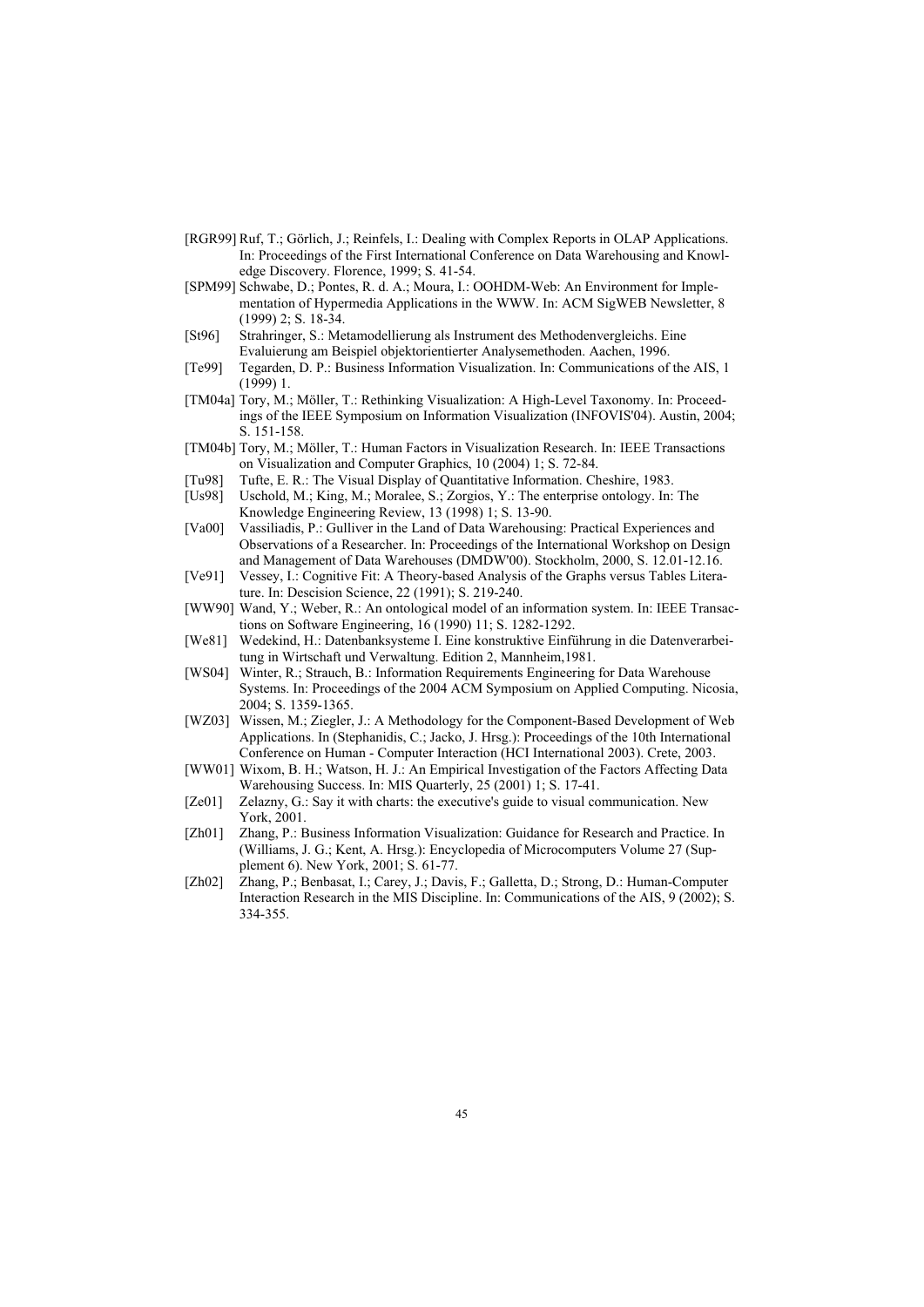[RGR99] Ruf, T.; Görlich, J.; Reinfels, I.: Dealing with Complex Reports in OLAP Applications. In: Proceedings of the First International Conference on Data Warehousing and Knowledge Discovery. Florence, 1999; S. 41-54.

[SPM99] Schwabe, D.; Pontes, R. d. A.; Moura, I.: OOHDM-Web: An Environment for Implementation of Hypermedia Applications in the WWW. In: ACM SigWEB Newsletter, 8 (1999) 2; S. 18-34.

[St96] Strahringer, S.: Metamodellierung als Instrument des Methodenvergleichs. Eine Evaluierung am Beispiel objektorientierter Analysemethoden. Aachen, 1996.

[Te99] Tegarden, D. P.: Business Information Visualization. In: Communications of the AIS, 1 (1999) 1.

[TM04a] Tory, M.; Möller, T.: Rethinking Visualization: A High-Level Taxonomy. In: Proceedings of the IEEE Symposium on Information Visualization (INFOVIS'04). Austin, 2004; S. 151-158.

[TM04b] Tory, M.; Möller, T.: Human Factors in Visualization Research. In: IEEE Transactions on Visualization and Computer Graphics, 10 (2004) 1; S. 72-84.

[Tu98] Tufte, E. R.: The Visual Display of Quantitative Information. Cheshire, 1983.

[Us98] Uschold, M.; King, M.; Moralee, S.; Zorgios, Y.: The enterprise ontology. In: The Knowledge Engineering Review, 13 (1998) 1; S. 13-90.

[Va00] Vassiliadis, P.: Gulliver in the Land of Data Warehousing: Practical Experiences and Observations of a Researcher. In: Proceedings of the International Workshop on Design and Management of Data Warehouses (DMDW'00). Stockholm, 2000, S. 12.01-12.16.

[Ve91] Vessey, I.: Cognitive Fit: A Theory-based Analysis of the Graphs versus Tables Literature. In: Descision Science, 22 (1991); S. 219-240.

[WW90] Wand, Y.; Weber, R.: An ontological model of an information system. In: IEEE Transactions on Software Engineering, 16 (1990) 11; S. 1282-1292.

[We81] Wedekind, H.: Datenbanksysteme I. Eine konstruktive Einführung in die Datenverarbeitung in Wirtschaft und Verwaltung. Edition 2, Mannheim,1981.

[WS04] Winter, R.; Strauch, B.: Information Requirements Engineering for Data Warehouse Systems. In: Proceedings of the 2004 ACM Symposium on Applied Computing. Nicosia, 2004; S. 1359-1365.

[WZ03] Wissen, M.; Ziegler, J.: A Methodology for the Component-Based Development of Web Applications. In (Stephanidis, C.; Jacko, J. Hrsg.): Proceedings of the 10th International Conference on Human - Computer Interaction (HCI International 2003). Crete, 2003.

[WW01] Wixom, B. H.; Watson, H. J.: An Empirical Investigation of the Factors Affecting Data Warehousing Success. In: MIS Quarterly, 25 (2001) 1; S. 17-41.

[Ze01] Zelazny, G.: Say it with charts: the executive's guide to visual communication. New York, 2001.

[Zh01] Zhang, P.: Business Information Visualization: Guidance for Research and Practice. In (Williams, J. G.; Kent, A. Hrsg.): Encyclopedia of Microcomputers Volume 27 (Supplement 6). New York, 2001; S. 61-77.

[Zh02] Zhang, P.; Benbasat, I.; Carey, J.; Davis, F.; Galletta, D.; Strong, D.: Human-Computer Interaction Research in the MIS Discipline. In: Communications of the AIS, 9 (2002); S. 334-355.